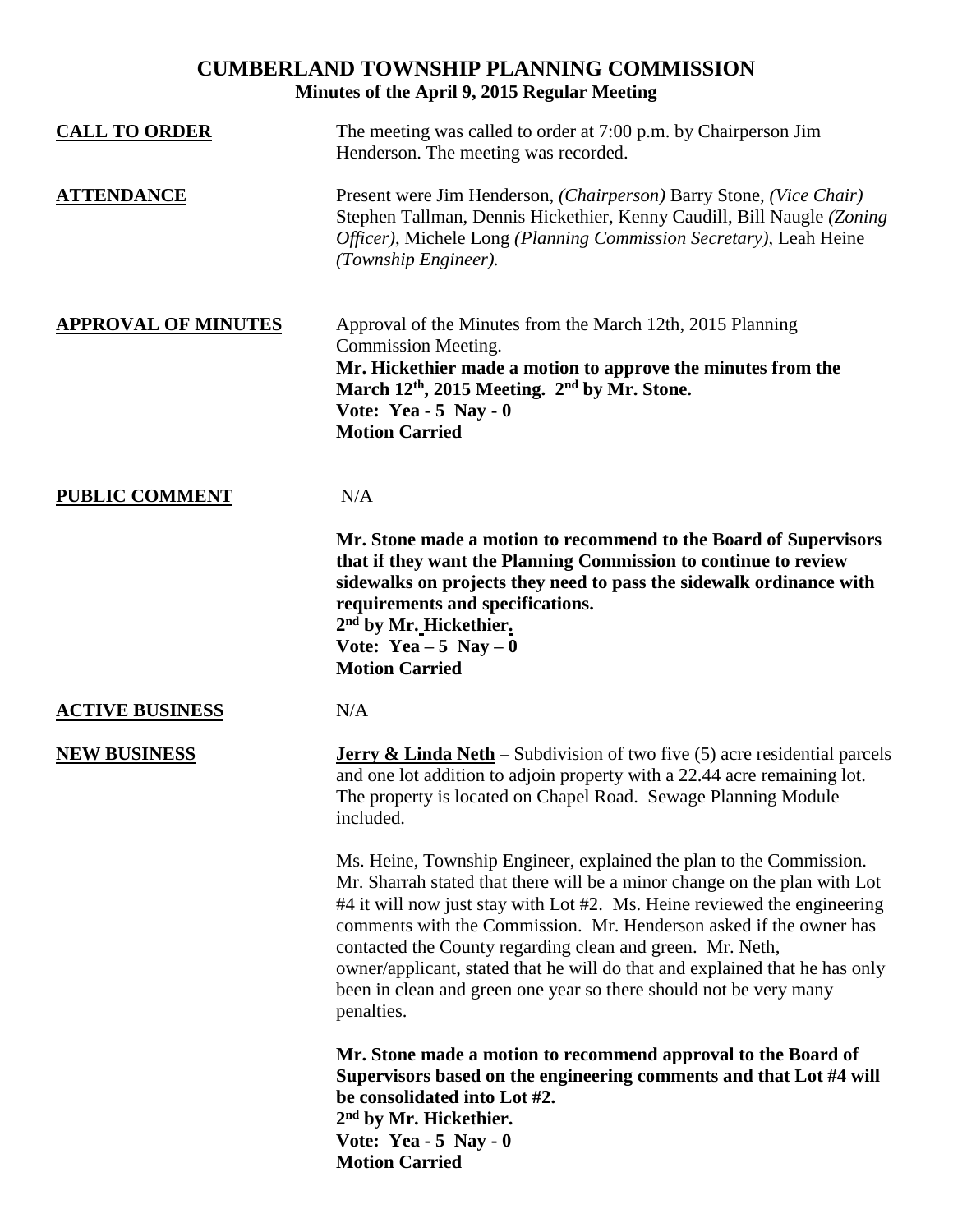# CUMBERLAND TOWNSHIP PLANNING COMMISSION

## Minutes of the April 9, 2015 Regular Meeting

**CALL TO ORDER**

The meeting was called to order at 7:00 p.m. by Chairperson Jim Henderson. The meeting was recorded.

**ATTENDANCE**

Present were Jim Henderson, *(Chairperson)* Barry Stone, *(Vice Chair)* Stephen Tallman, Dennis Hickethier, Kenny Caudill, Bill Naugle *(Zoning Officer)*, Michele Long *(Planning Commission Secretary)*, Leah Heine *(Township Engineer).*

**APPROVAL OF MINUTES**

Approval of the Minutes from the March 12th, 2015 Planning Commission Meeting.

**Mr. Hickethier made a motion to approve the minutes from the March 12th, 2015 Meeting. 2nd by Mr. Stone.**
**Vote: Yea - 5 Nay - 0**
**Motion Carried**

**PUBLIC COMMENT**

N/A

**Mr. Stone made a motion to recommend to the Board of Supervisors that if they want the Planning Commission to continue to review sidewalks on projects they need to pass the sidewalk ordinance with requirements and specifications.**
**2nd by Mr. Hickethier.**
**Vote: Yea – 5 Nay – 0**
**Motion Carried**

**ACTIVE BUSINESS**

N/A

**NEW BUSINESS**

**Jerry & Linda Neth** – Subdivision of two five (5) acre residential parcels and one lot addition to adjoin property with a 22.44 acre remaining lot. The property is located on Chapel Road. Sewage Planning Module included.

Ms. Heine, Township Engineer, explained the plan to the Commission. Mr. Sharrah stated that there will be a minor change on the plan with Lot #4 it will now just stay with Lot #2. Ms. Heine reviewed the engineering comments with the Commission. Mr. Henderson asked if the owner has contacted the County regarding clean and green. Mr. Neth, owner/applicant, stated that he will do that and explained that he has only been in clean and green one year so there should not be very many penalties.

**Mr. Stone made a motion to recommend approval to the Board of Supervisors based on the engineering comments and that Lot #4 will be consolidated into Lot #2.**
**2nd by Mr. Hickethier.**
**Vote: Yea - 5 Nay - 0**
**Motion Carried**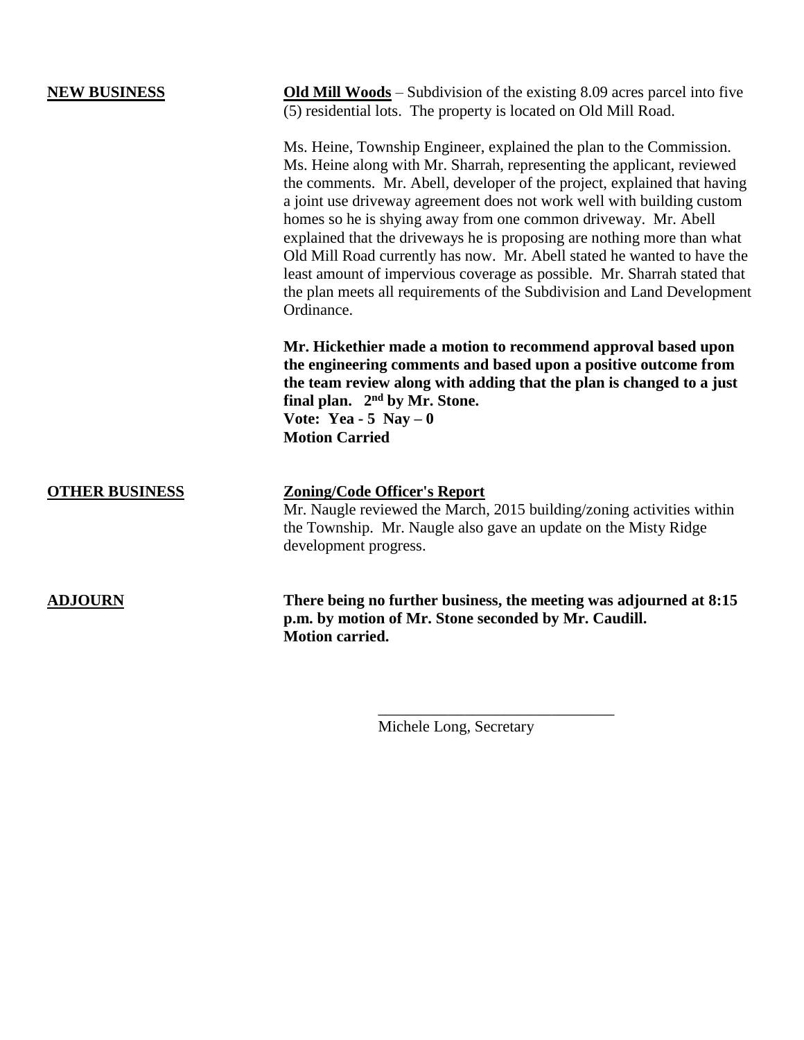**NEW BUSINESS**

**Old Mill Woods** – Subdivision of the existing 8.09 acres parcel into five (5) residential lots. The property is located on Old Mill Road.

Ms. Heine, Township Engineer, explained the plan to the Commission. Ms. Heine along with Mr. Sharrah, representing the applicant, reviewed the comments. Mr. Abell, developer of the project, explained that having a joint use driveway agreement does not work well with building custom homes so he is shying away from one common driveway. Mr. Abell explained that the driveways he is proposing are nothing more than what Old Mill Road currently has now. Mr. Abell stated he wanted to have the least amount of impervious coverage as possible. Mr. Sharrah stated that the plan meets all requirements of the Subdivision and Land Development Ordinance.

**Mr. Hickethier made a motion to recommend approval based upon the engineering comments and based upon a positive outcome from the team review along with adding that the plan is changed to a just final plan. 2nd by Mr. Stone.**
**Vote: Yea - 5 Nay – 0**
**Motion Carried**

**OTHER BUSINESS**

**Zoning/Code Officer's Report**
Mr. Naugle reviewed the March, 2015 building/zoning activities within the Township. Mr. Naugle also gave an update on the Misty Ridge development progress.

**ADJOURN**

**There being no further business, the meeting was adjourned at 8:15 p.m. by motion of Mr. Stone seconded by Mr. Caudill.**
**Motion carried.**

______________________________
Michele Long, Secretary